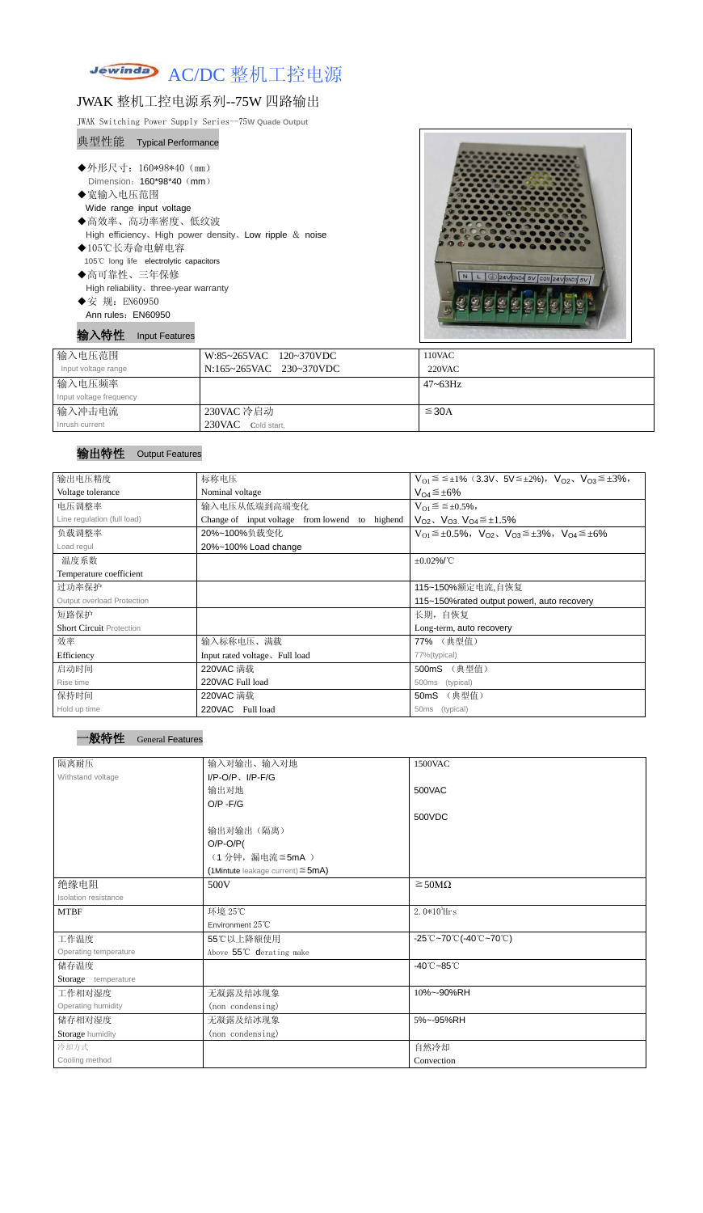# AC/DC 整机工控电源

## JWAK 整机工控电源系列--75W 四路输出

JWAK Switching Power Supply Series--75W Quade Output

### 典型性能 Typical Performance

- ◆外形尺寸：160*98*40（mm）
  Dimension：160*98*40（mm）
- ◆宽输入电压范围
  Wide range input voltage
- ◆高效率、高功率密度、低纹波
  High efficiency、High power density、Low ripple ＆ noise
- ◆105℃长寿命电解电容
  105℃ long life electrolytic capacitors
- ◆高可靠性、三年保修
  High reliability、three-year warranty
- ◆安 规：EN60950
  Ann rules：EN60950

### 输入特性 Input Features

| 输入电压范围<br>Input voltage range | W:85~265VAC 120~370VDC<br>N:165~265VAC 230~370VDC | 110VAC<br>220VAC |
|---|---|---|
| 输入电压频率<br>Input voltage frequency | | 47~63Hz |
| 输入冲击电流<br>Inrush current | 230VAC 冷启动<br>230VAC Cold start, | ≦30A |

### 输出特性 Output Features

| 输出电压精度<br>Voltage tolerance | 标称电压<br>Nominal voltage | $V_{O1}$≦≦±1%（3.3V、5V≦±2%），$V_{O2}$、$V_{O3}$≦±3%，<br>$V_{O4}$≦±6% |
|---|---|---|
| 电压调整率<br>Line regulation (full load) | 输入电压从低端到高端变化<br>Change of input voltage from lowend to highend | $V_{O1}$≦≦±0.5%，<br>$V_{O2}$、$V_{O3}$、$V_{O4}$≦±1.5% |
| 负载调整率<br>Load regul | 20%~100%负载变化<br>20%~100% Load change | $V_{O1}$≦±0.5%，$V_{O2}$、$V_{O3}$≦±3%，$V_{O4}$≦±6% |
| 温度系数<br>Temperature coefficient | | ±0.02%/℃ |
| 过功率保护<br>Output overload Protection | | 115~150%额定电流,自恢复<br>115~150%rated output powerl, auto recovery |
| 短路保护<br>Short Circuit Protection | | 长期，自恢复<br>Long-term, auto recovery |
| 效率<br>Efficiency | 输入标称电压、满载<br>Input rated voltage、Full load | 77% （典型值）<br>77%(typical) |
| 启动时间<br>Rise time | 220VAC 满载<br>220VAC Full load | 500mS （典型值）<br>500ms (typical) |
| 保持时间<br>Hold up time | 220VAC 满载<br>220VAC Full load | 50mS （典型值）<br>50ms (typical) |

### 一般特性 General Features

| 隔离耐压<br>Withstand voltage | 输入对输出、输入对地<br>I/P-O/P、I/P-F/G<br>输出对地<br>O/P -F/G<br>输出对输出（隔离）<br>O/P-O/P(<br>（1 分钟，漏电流≦5mA ）<br>(1Mintute leakage current)≦5mA) | 1500VAC<br><br>500VAC<br><br>500VDC |
|---|---|---|
| 绝缘电阻<br>Isolation resistance | 500V | ≧50MΩ |
| MTBF | 环境 25℃<br>Environment 25℃ | $2.0*10^5$Hrs |
| 工作温度<br>Operating temperature | 55℃以上降额使用<br>Above 55℃ derating make | -25℃~70℃(-40℃~70℃) |
| 储存温度<br>Storage temperature | | -40℃~85℃ |
| 工作相对湿度<br>Operating humidity | 无凝露及结冰现象<br>(non condensing) | 10%~-90%RH |
| 储存相对湿度<br>Storage humidity | 无凝露及结冰现象<br>(non condensing) | 5%~-95%RH |
| 冷却方式<br>Cooling method | | 自然冷却<br>Convection |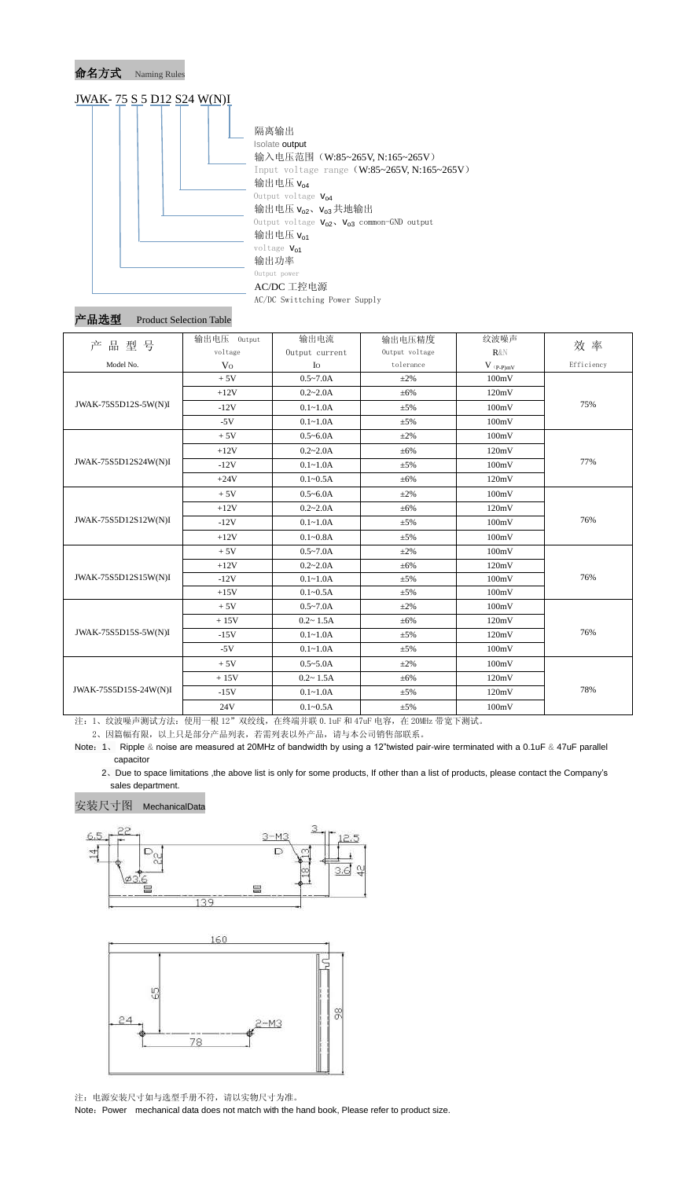## 命名方式 Naming Rules

JWAK- 75 S 5 D12 S24 W(N)I

- 隔离输出 Isolate output
- 输入电压范围（W:85~265V, N:165~265V） Input voltage range（W:85~265V, N:165~265V）
- 输出电压 $V_{o4}$ Output voltage $V_{o4}$
- 输出电压 $V_{o2}$、$V_{o3}$ 共地输出 Output voltage $V_{o2}$、$V_{o3}$ common-GND output
- 输出电压 $V_{o1}$ voltage $V_{o1}$
- 输出功率 Output power
- AC/DC 工控电源 AC/DC Swittching Power Supply

## 产品选型 Product Selection Table

| 产品型号 Model No. | 输出电压 Output voltage Vo | 输出电流 Output current Io | 输出电压精度 Output voltage tolerance | 纹波噪声 R&N $V_{(P-P)mV}$ | 效率 Efficiency |
|---|---|---|---|---|---|
| JWAK-75S5D12S-5W(N)I | +5V | 0.5~7.0A | ±2% | 100mV | 75% |
| | +12V | 0.2~2.0A | ±6% | 120mV | |
| | -12V | 0.1~1.0A | ±5% | 100mV | |
| | -5V | 0.1~1.0A | ±5% | 100mV | |
| JWAK-75S5D12S24W(N)I | +5V | 0.5~6.0A | ±2% | 100mV | 77% |
| | +12V | 0.2~2.0A | ±6% | 120mV | |
| | -12V | 0.1~1.0A | ±5% | 100mV | |
| | +24V | 0.1~0.5A | ±6% | 120mV | |
| JWAK-75S5D12S12W(N)I | +5V | 0.5~6.0A | ±2% | 100mV | 76% |
| | +12V | 0.2~2.0A | ±6% | 120mV | |
| | -12V | 0.1~1.0A | ±5% | 100mV | |
| | +12V | 0.1~0.8A | ±5% | 100mV | |
| JWAK-75S5D12S15W(N)I | +5V | 0.5~7.0A | ±2% | 100mV | 76% |
| | +12V | 0.2~2.0A | ±6% | 120mV | |
| | -12V | 0.1~1.0A | ±5% | 100mV | |
| | +15V | 0.1~0.5A | ±5% | 100mV | |
| JWAK-75S5D15S-5W(N)I | +5V | 0.5~7.0A | ±2% | 100mV | 76% |
| | +15V | 0.2~1.5A | ±6% | 120mV | |
| | -15V | 0.1~1.0A | ±5% | 120mV | |
| | -5V | 0.1~1.0A | ±5% | 100mV | |
| JWAK-75S5D15S-24W(N)I | +5V | 0.5~5.0A | ±2% | 100mV | 78% |
| | +15V | 0.2~1.5A | ±6% | 120mV | |
| | -15V | 0.1~1.0A | ±5% | 120mV | |
| | 24V | 0.1~0.5A | ±5% | 100mV | |

注：1、纹波噪声测试方法：使用一根 12”双绞线，在终端并联 0.1uF 和 47uF 电容，在 20MHz 带宽下测试。

2、因篇幅有限，以上只是部分产品列表，若需列表以外产品，请与本公司销售部联系。

Note：1、 Ripple & noise are measured at 20MHz of bandwidth by using a 12"twisted pair-wire terminated with a 0.1uF & 47uF parallel capacitor

2、Due to space limitations ,the above list is only for some products, If other than a list of products, please contact the Company's sales department.

## 安装尺寸图 MechanicalData

6.5 22 14 22 Ø3.6 139 3-M3 13 18 3 12.5 3.6 42

160 65 24 78 2-M3 98 5

注：电源安装尺寸如与选型手册不符，请以实物尺寸为准。

Note：Power mechanical data does not match with the hand book, Please refer to product size.